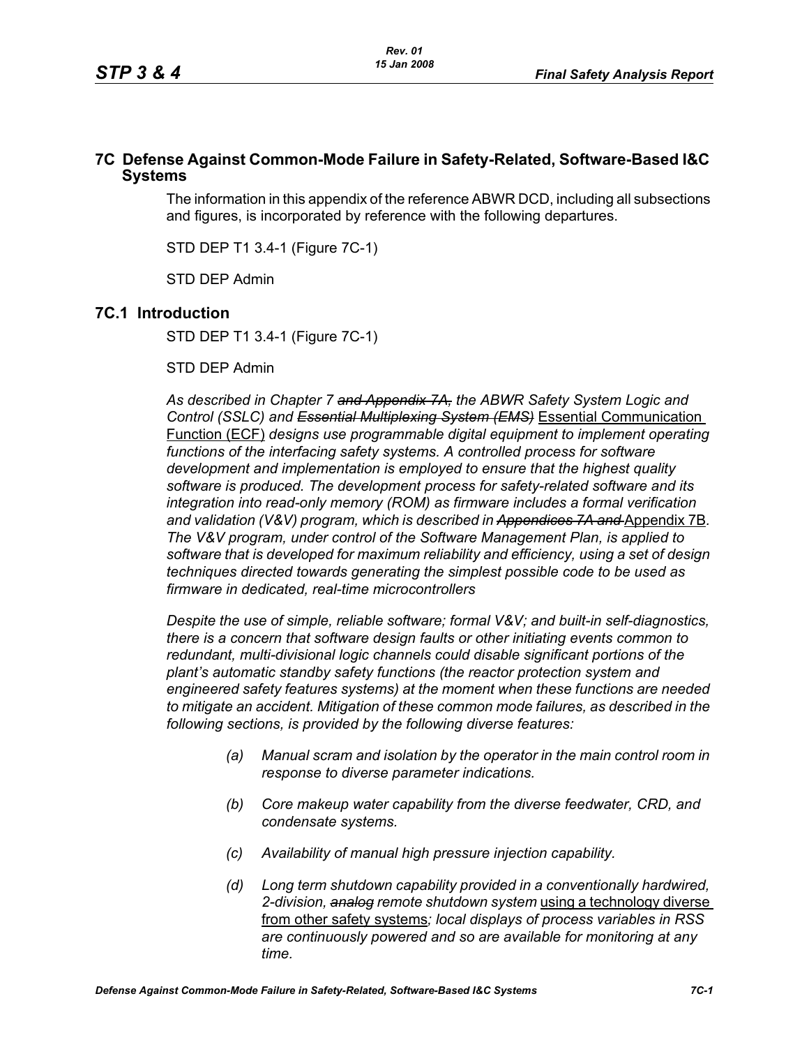## 7C Defense Against Common-Mode Failure in Safety-Related, Software-Based I&C Systems

The information in this appendix of the reference ABWR DCD, including all subsections and figures, is incorporated by reference with the following departures.

STD DEP T1 3.4-1 (Figure 7C-1)

STD DEP Admin

## 7C.1 Introduction

STD DEP T1 3.4-1 (Figure 7C-1)

STD DEP Admin

*As described in Chapter 7 ~~and Appendix 7A,~~ the ABWR Safety System Logic and Control (SSLC) and ~~Essential Multiplexing System (EMS)~~* <u>Essential Communication Function (ECF)</u> *designs use programmable digital equipment to implement operating functions of the interfacing safety systems. A controlled process for software development and implementation is employed to ensure that the highest quality software is produced. The development process for safety-related software and its integration into read-only memory (ROM) as firmware includes a formal verification and validation (V&V) program, which is described in ~~Appendices 7A and~~* <u>Appendix 7B</u>. *The V&V program, under control of the Software Management Plan, is applied to software that is developed for maximum reliability and efficiency, using a set of design techniques directed towards generating the simplest possible code to be used as firmware in dedicated, real-time microcontrollers*

*Despite the use of simple, reliable software; formal V&V; and built-in self-diagnostics, there is a concern that software design faults or other initiating events common to redundant, multi-divisional logic channels could disable significant portions of the plant's automatic standby safety functions (the reactor protection system and engineered safety features systems) at the moment when these functions are needed to mitigate an accident. Mitigation of these common mode failures, as described in the following sections, is provided by the following diverse features:*

- *(a) Manual scram and isolation by the operator in the main control room in response to diverse parameter indications.*
- *(b) Core makeup water capability from the diverse feedwater, CRD, and condensate systems.*
- *(c) Availability of manual high pressure injection capability.*
- *(d) Long term shutdown capability provided in a conventionally hardwired, 2-division, ~~analog~~ remote shutdown system* <u>using a technology diverse from other safety systems</u>*; local displays of process variables in RSS are continuously powered and so are available for monitoring at any time.*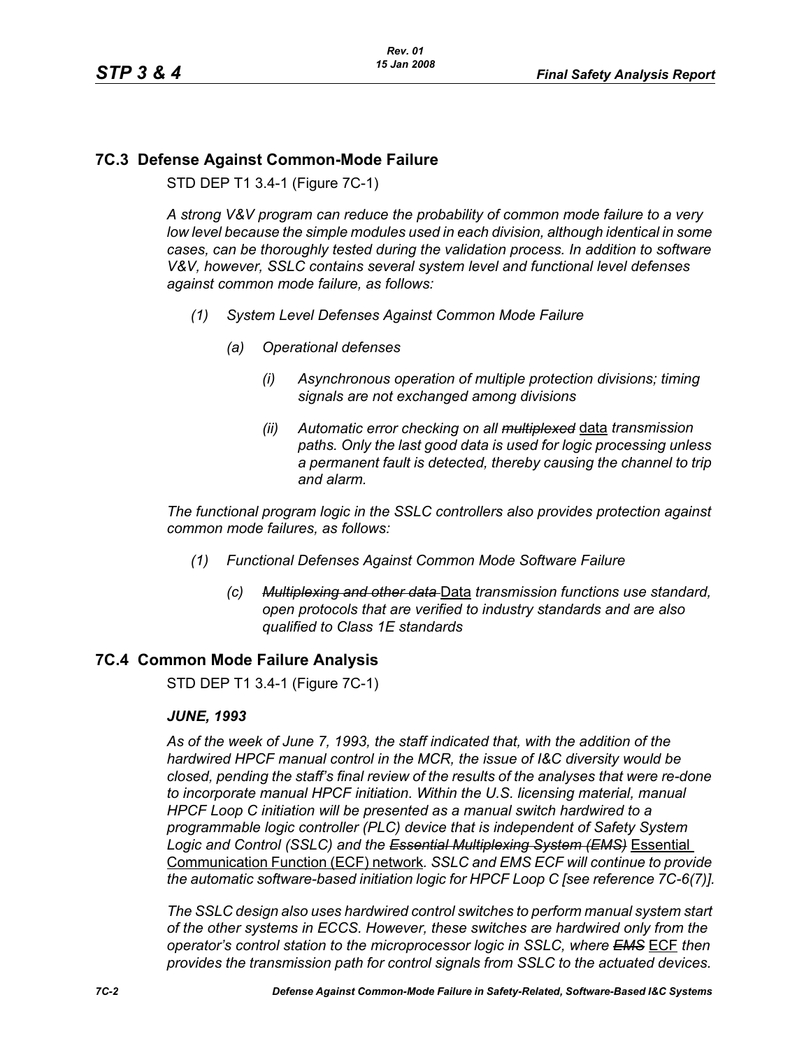## 7C.3 Defense Against Common-Mode Failure

STD DEP T1 3.4-1 (Figure 7C-1)

*A strong V&V program can reduce the probability of common mode failure to a very low level because the simple modules used in each division, although identical in some cases, can be thoroughly tested during the validation process. In addition to software V&V, however, SSLC contains several system level and functional level defenses against common mode failure, as follows:*

*(1) System Level Defenses Against Common Mode Failure*

*(a) Operational defenses*

*(i) Asynchronous operation of multiple protection divisions; timing signals are not exchanged among divisions*

*(ii) Automatic error checking on all ~~multiplexed~~* <u>data</u> *transmission paths. Only the last good data is used for logic processing unless a permanent fault is detected, thereby causing the channel to trip and alarm.*

*The functional program logic in the SSLC controllers also provides protection against common mode failures, as follows:*

*(1) Functional Defenses Against Common Mode Software Failure*

*(c) ~~Multiplexing and other data~~* <u>Data</u> *transmission functions use standard, open protocols that are verified to industry standards and are also qualified to Class 1E standards*

## 7C.4 Common Mode Failure Analysis

STD DEP T1 3.4-1 (Figure 7C-1)

***JUNE, 1993***

*As of the week of June 7, 1993, the staff indicated that, with the addition of the hardwired HPCF manual control in the MCR, the issue of I&C diversity would be closed, pending the staff's final review of the results of the analyses that were re-done to incorporate manual HPCF initiation. Within the U.S. licensing material, manual HPCF Loop C initiation will be presented as a manual switch hardwired to a programmable logic controller (PLC) device that is independent of Safety System Logic and Control (SSLC) and the ~~Essential Multiplexing System (EMS)~~* <u>Essential Communication Function (ECF) network</u>. *SSLC and ~~EMS~~* <u>ECF</u> *will continue to provide the automatic software-based initiation logic for HPCF Loop C [see reference 7C-6(7)].*

*The SSLC design also uses hardwired control switches to perform manual system start of the other systems in ECCS. However, these switches are hardwired only from the operator's control station to the microprocessor logic in SSLC, where ~~EMS~~* <u>ECF</u> *then provides the transmission path for control signals from SSLC to the actuated devices.*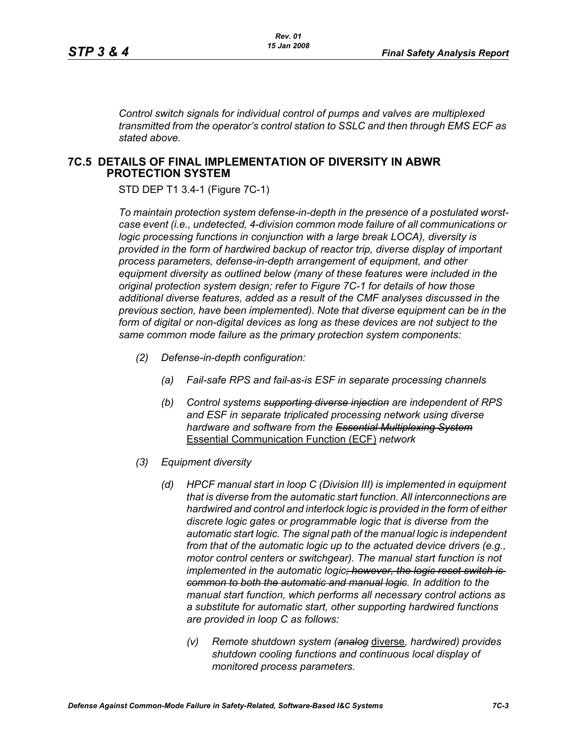*Control switch signals for individual control of pumps and valves are multiplexed transmitted from the operator's control station to SSLC and then through EMS ECF as stated above.*

## 7C.5 DETAILS OF FINAL IMPLEMENTATION OF DIVERSITY IN ABWR PROTECTION SYSTEM

STD DEP T1 3.4-1 (Figure 7C-1)

*To maintain protection system defense-in-depth in the presence of a postulated worst-case event (i.e., undetected, 4-division common mode failure of all communications or logic processing functions in conjunction with a large break LOCA), diversity is provided in the form of hardwired backup of reactor trip, diverse display of important process parameters, defense-in-depth arrangement of equipment, and other equipment diversity as outlined below (many of these features were included in the original protection system design; refer to Figure 7C-1 for details of how those additional diverse features, added as a result of the CMF analyses discussed in the previous section, have been implemented). Note that diverse equipment can be in the form of digital or non-digital devices as long as these devices are not subject to the same common mode failure as the primary protection system components:*

*(2) Defense-in-depth configuration:*

*(a) Fail-safe RPS and fail-as-is ESF in separate processing channels*

*(b) Control systems ~~supporting diverse injection~~ are independent of RPS and ESF in separate triplicated processing network using diverse hardware and software from the ~~Essential Multiplexing System~~* Essential Communication Function (ECF) *network*

*(3) Equipment diversity*

*(d) HPCF manual start in loop C (Division III) is implemented in equipment that is diverse from the automatic start function. All interconnections are hardwired and control and interlock logic is provided in the form of either discrete logic gates or programmable logic that is diverse from the automatic start logic. The signal path of the manual logic is independent from that of the automatic logic up to the actuated device drivers (e.g., motor control centers or switchgear). The manual start function is not implemented in the automatic logic~~; however, the logic reset switch is common to both the automatic and manual logic~~. In addition to the manual start function, which performs all necessary control actions as a substitute for automatic start, other supporting hardwired functions are provided in loop C as follows:*

*(v) Remote shutdown system (~~analog~~* diverse*, hardwired) provides shutdown cooling functions and continuous local display of monitored process parameters.*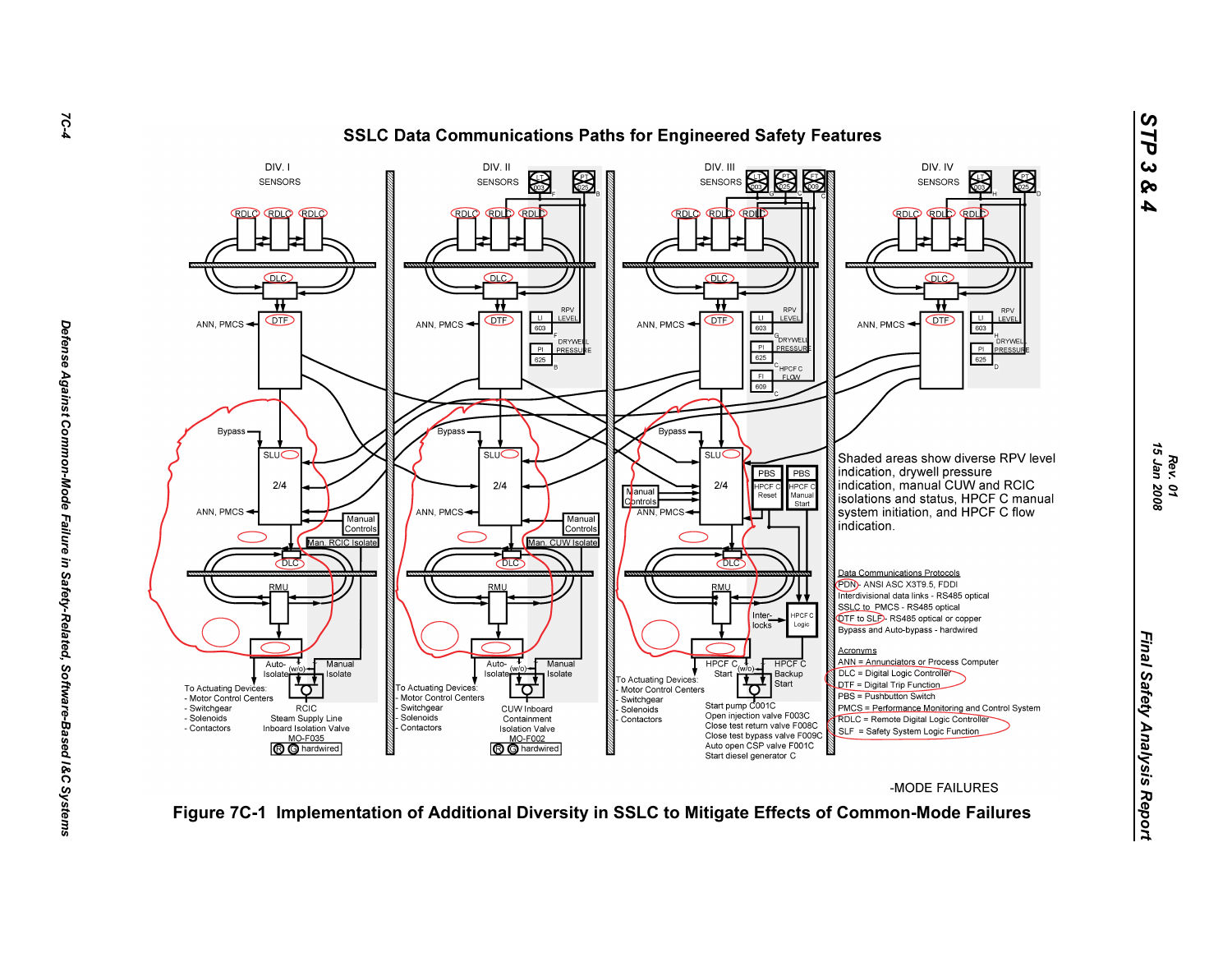## SSLC Data Communications Paths for Engineered Safety Features

DIV. I
SENSORS
RDLC RDLC RDLC
DLC
ANN, PMCS
DTF
Bypass
SLU
2/4
ANN, PMCS
Manual Controls
Man. RCIC Isolate
DLC
RMU
Auto-Isolate
(w/o)
Manual Isolate
To Actuating Devices:
- Motor Control Centers
- Switchgear
- Solenoids
- Contactors
RCIC
Steam Supply Line
Inboard Isolation Valve
MO-F035
R G hardwired

DIV. II
SENSORS
LT 003 F
PT 025 B
RDLC RDLC RDLC
DLC
ANN, PMCS
DTF
LI 603 F
RPV LEVEL
PI 625 B
DRYWELL PRESSURE
Bypass
SLU
2/4
ANN, PMCS
Manual Controls
Man. CUW Isolate
DLC
RMU
Auto-Isolate
(w/o)
Manual Isolate
To Actuating Devices:
- Motor Control Centers
- Switchgear
- Solenoids
- Contactors
CUW Inboard
Containment
Isolation Valve
MO-F002
R G hardwired

DIV. III
SENSORS
LT 003 G
PT 025 C
FT 009 C
RDLC RDLC RDLC
DLC
ANN, PMCS
DTF
LI 603 G
RPV LEVEL
PI 625 C
DRYWELL PRESSURE
FI 609 C
HPCF C FLOW
Bypass
SLU
2/4
Manual Controls
ANN, PMCS
PBS
HPCF C Reset
PBS
HPCF C Manual Start
DLC
RMU
Inter-locks
HPCF C Logic
HPCF C Start
(w/o)
HPCF C Backup Start
To Actuating Devices:
- Motor Control Centers
- Switchgear
- Solenoids
- Contactors
Start pump C001C
Open injection valve F003C
Close test return valve F008C
Close test bypass valve F009C
Auto open CSP valve F001C
Start diesel generator C

DIV. IV
SENSORS
LT 003 H
PT 025 D
RDLC RDLC RDLC
DLC
ANN, PMCS
DTF
LI 603 H
RPV LEVEL
PI 625 D
DRYWELL PRESSURE

Shaded areas show diverse RPV level indication, drywell pressure indication, manual CUW and RCIC isolations and status, HPCF C manual system initiation, and HPCF C flow indication.

Data Communications Protocols
PDN - ANSI ASC X3T9.5, FDDI
Interdivisional data links - RS485 optical
SSLC to PMCS - RS485 optical
DTF to SLF - RS485 optical or copper
Bypass and Auto-bypass - hardwired

Acronyms
ANN = Annunciators or Process Computer
DLC = Digital Logic Controller
DTF = Digital Trip Function
PBS = Pushbutton Switch
PMCS = Performance Monitoring and Control System
RDLC = Remote Digital Logic Controller
SLF = Safety System Logic Function

-MODE FAILURES

Figure 7C-1 Implementation of Additional Diversity in SSLC to Mitigate Effects of Common-Mode Failures